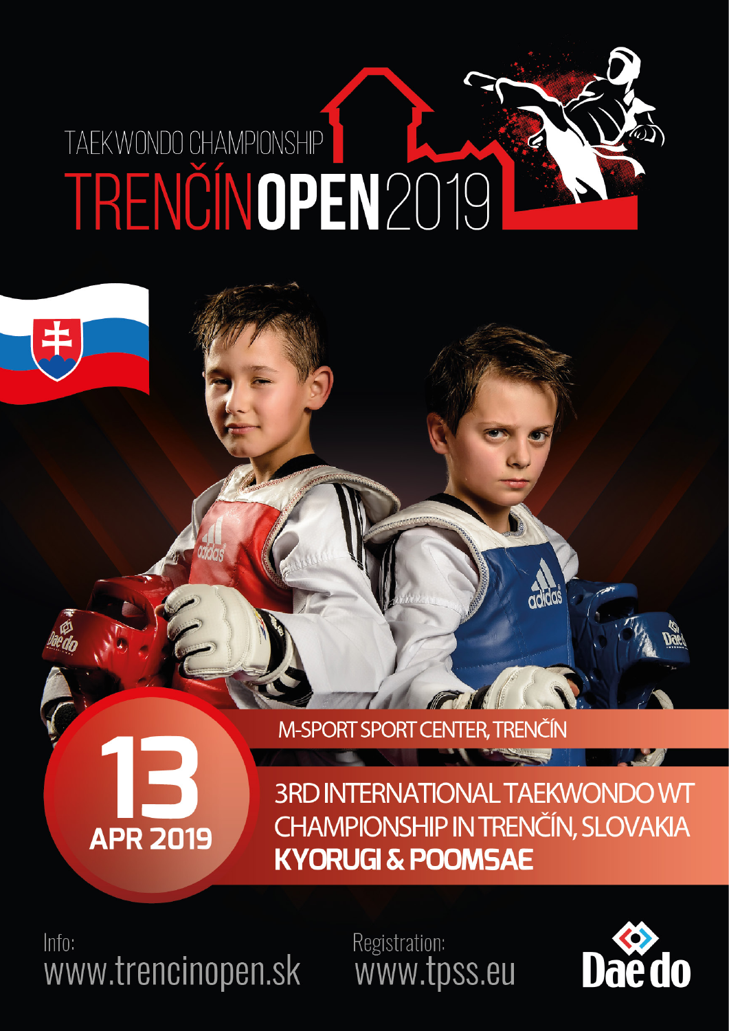TAEKWONDO CHAMPIONSHIP

# TRENČÍN OPEN 2019

M-SPORT SPORT CENTER, TRENČÍN

**13**
**APR 2019**

3RD INTERNATIONAL TAEKWONDO WT CHAMPIONSHIP IN TRENČÍN, SLOVAKIA
**KYORUGI & POOMSAE**

Info:
www.trencinopen.sk

Registration:
www.tpss.eu

Daedo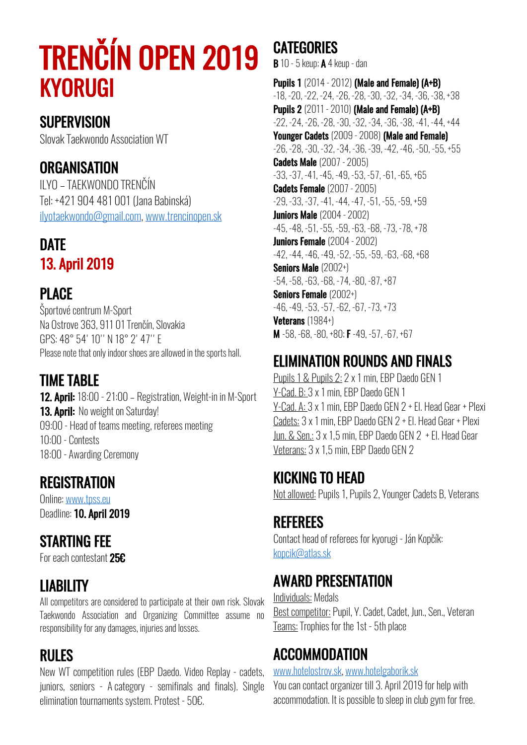# TRENČÍN OPEN 2019
## KYORUGI

## SUPERVISION

Slovak Taekwondo Association WT

## ORGANISATION

ILYO – TAEKWONDO TRENČÍN
Tel: +421 904 481 001 (Jana Babinská)
ilyotaekwondo@gmail.com, www.trencinopen.sk

## DATE

**13. April 2019**

## PLACE

Športové centrum M-Sport
Na Ostrove 363, 911 01 Trenčín, Slovakia
GPS: 48° 54' 10'' N 18° 2' 47'' E
Please note that only indoor shoes are allowed in the sports hall.

## TIME TABLE

**12. April:** 18:00 - 21:00 – Registration, Weight-in in M-Sport
**13. April:** No weight on Saturday!
09:00 - Head of teams meeting, referees meeting
10:00 - Contests
18:00 - Awarding Ceremony

## REGISTRATION

Online: www.tpss.eu
Deadline: **10. April 2019**

## STARTING FEE

For each contestant **25€**

## LIABILITY

All competitors are considered to participate at their own risk. Slovak Taekwondo Association and Organizing Committee assume no responsibility for any damages, injuries and losses.

## RULES

New WT competition rules (EBP Daedo. Video Replay - cadets, juniors, seniors - A category - semifinals and finals). Single elimination tournaments system. Protest - 50€.

## CATEGORIES

**B** 10 - 5 keup; **A** 4 keup - dan

**Pupils 1** (2014 - 2012) **(Male and Female) (A+B)**
-18, -20, -22, -24, -26, -28, -30, -32, -34, -36, -38, +38
**Pupils 2** (2011 - 2010) **(Male and Female) (A+B)**
-22, -24, -26, -28, -30, -32, -34, -36, -38, -41, -44, +44
**Younger Cadets** (2009 - 2008) **(Male and Female)**
-26, -28, -30, -32, -34, -36, -39, -42, -46, -50, -55, +55
**Cadets Male** (2007 - 2005)
-33, -37, -41, -45, -49, -53, -57, -61, -65, +65
**Cadets Female** (2007 - 2005)
-29, -33, -37, -41, -44, -47, -51, -55, -59, +59
**Juniors Male** (2004 - 2002)
-45, -48, -51, -55, -59, -63, -68, -73, -78, +78
**Juniors Female** (2004 - 2002)
-42, -44, -46, -49, -52, -55, -59, -63, -68, +68
**Seniors Male** (2002+)
-54, -58, -63, -68, -74, -80, -87, +87
**Seniors Female** (2002+)
-46, -49, -53, -57, -62, -67, -73, +73
**Veterans** (1984+)
**M** -58, -68, -80, +80; **F** -49, -57, -67, +67

## ELIMINATION ROUNDS AND FINALS

Pupils 1 & Pupils 2: 2 x 1 min, EBP Daedo GEN 1
Y-Cad. B: 3 x 1 min, EBP Daedo GEN 1
Y-Cad. A: 3 x 1 min, EBP Daedo GEN 2 + El. Head Gear + Plexi
Cadets: 3 x 1 min, EBP Daedo GEN 2 + El. Head Gear + Plexi
Jun. & Sen.: 3 x 1,5 min, EBP Daedo GEN 2 + El. Head Gear
Veterans: 3 x 1,5 min, EBP Daedo GEN 2

## KICKING TO HEAD

Not allowed: Pupils 1, Pupils 2, Younger Cadets B, Veterans

## REFEREES

Contact head of referees for kyorugi - Ján Kopčík:
kopcik@atlas.sk

## AWARD PRESENTATION

Individuals: Medals
Best competitor: Pupil, Y. Cadet, Cadet, Jun., Sen., Veteran
Teams: Trophies for the 1st - 5th place

## ACCOMMODATION

www.hotelostrov.sk, www.hotelgaborik.sk
You can contact organizer till 3. April 2019 for help with accommodation. It is possible to sleep in club gym for free.